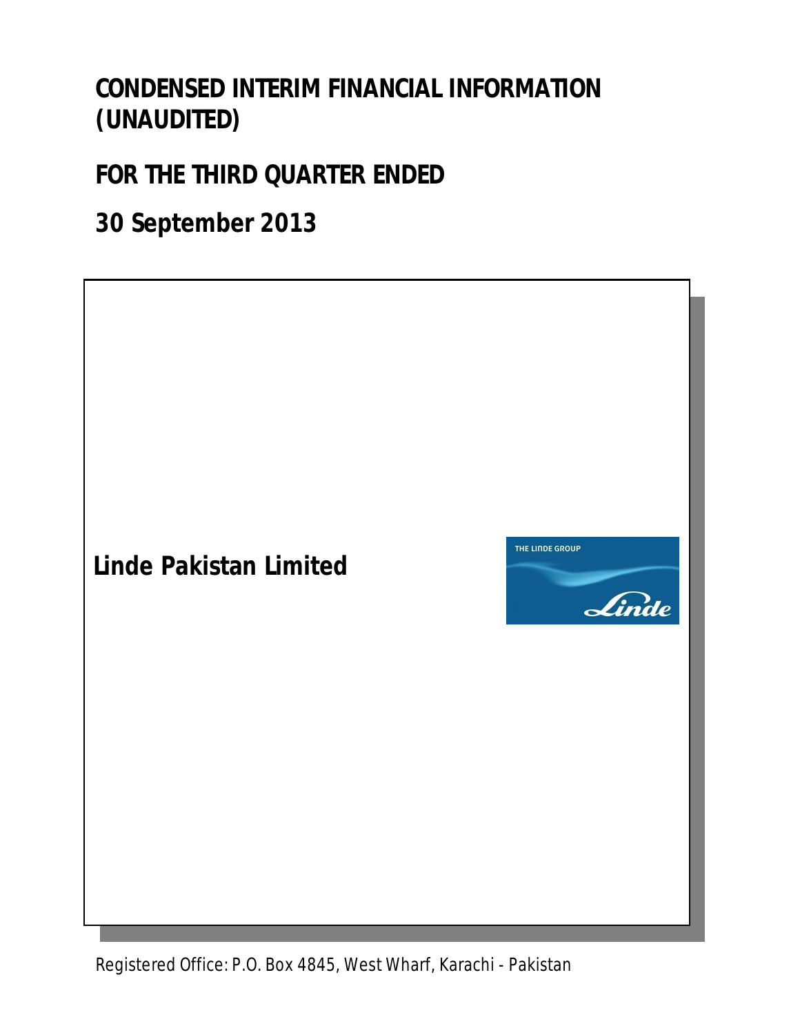# CONDENSED INTERIM FINANCIAL INFORMATION (UNAUDITED)

## FOR THE THIRD QUARTER ENDED

## 30 September 2013

**Linde Pakistan Limited**

THE LINDE GROUP

Linde

Registered Office: P.O. Box 4845, West Wharf, Karachi - Pakistan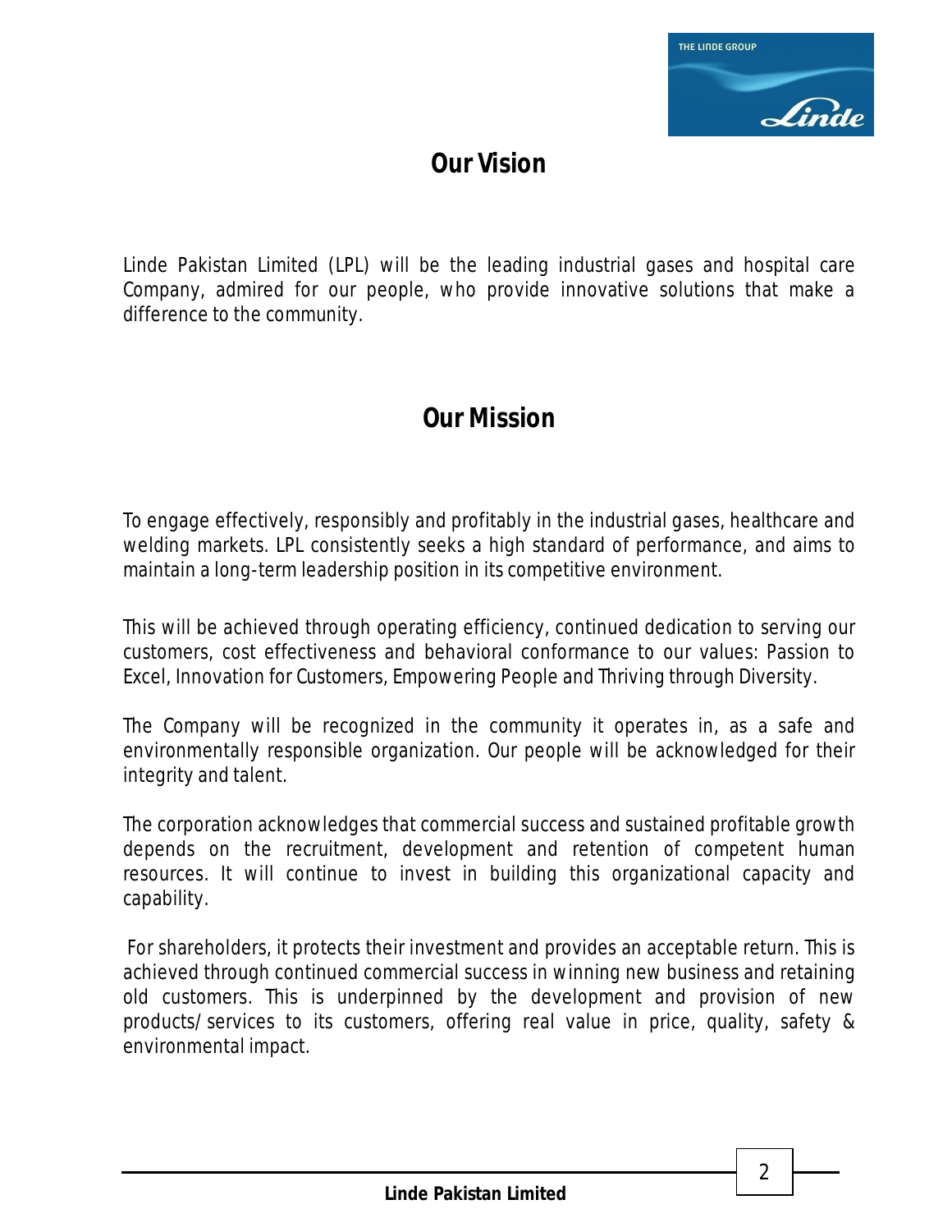## Our Vision

Linde Pakistan Limited (LPL) will be the leading industrial gases and hospital care Company, admired for our people, who provide innovative solutions that make a difference to the community.

## Our Mission

To engage effectively, responsibly and profitably in the industrial gases, healthcare and welding markets. LPL consistently seeks a high standard of performance, and aims to maintain a long-term leadership position in its competitive environment.

This will be achieved through operating efficiency, continued dedication to serving our customers, cost effectiveness and behavioral conformance to our values: Passion to Excel, Innovation for Customers, Empowering People and Thriving through Diversity.

The Company will be recognized in the community it operates in, as a safe and environmentally responsible organization. Our people will be acknowledged for their integrity and talent.

The corporation acknowledges that commercial success and sustained profitable growth depends on the recruitment, development and retention of competent human resources. It will continue to invest in building this organizational capacity and capability.

For shareholders, it protects their investment and provides an acceptable return. This is achieved through continued commercial success in winning new business and retaining old customers. This is underpinned by the development and provision of new products/services to its customers, offering real value in price, quality, safety & environmental impact.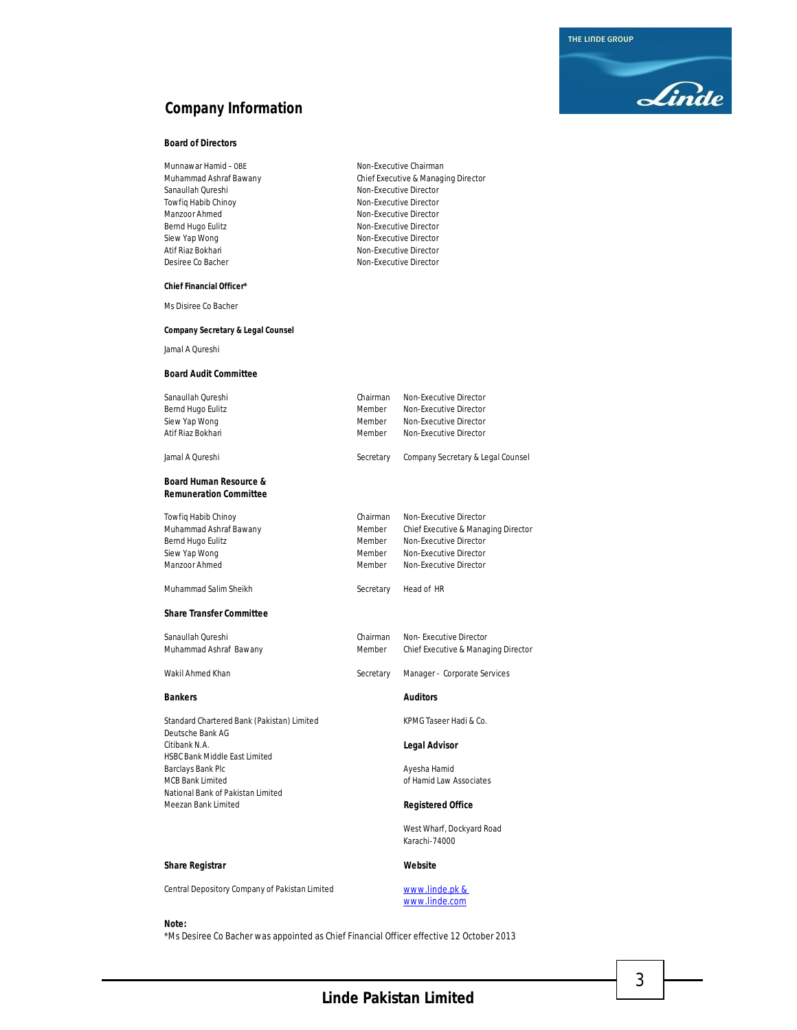# Company Information

### Board of Directors

| | |
|---|---|
| Munnawar Hamid – OBE | Non-Executive Chairman |
| Muhammad Ashraf Bawany | Chief Executive & Managing Director |
| Sanaullah Qureshi | Non-Executive Director |
| Towfiq Habib Chinoy | Non-Executive Director |
| Manzoor Ahmed | Non-Executive Director |
| Bernd Hugo Eulitz | Non-Executive Director |
| Siew Yap Wong | Non-Executive Director |
| Atif Riaz Bokhari | Non-Executive Director |
| Desiree Co Bacher | Non-Executive Director |

### Chief Financial Officer*

Ms Disiree Co Bacher

### Company Secretary & Legal Counsel

Jamal A Qureshi

### Board Audit Committee

| | | |
|---|---|---|
| Sanaullah Qureshi | Chairman | Non-Executive Director |
| Bernd Hugo Eulitz | Member | Non-Executive Director |
| Siew Yap Wong | Member | Non-Executive Director |
| Atif Riaz Bokhari | Member | Non-Executive Director |
| Jamal A Qureshi | Secretary | Company Secretary & Legal Counsel |

### Board Human Resource & Remuneration Committee

| | | |
|---|---|---|
| Towfiq Habib Chinoy | Chairman | Non-Executive Director |
| Muhammad Ashraf Bawany | Member | Chief Executive & Managing Director |
| Bernd Hugo Eulitz | Member | Non-Executive Director |
| Siew Yap Wong | Member | Non-Executive Director |
| Manzoor Ahmed | Member | Non-Executive Director |
| Muhammad Salim Sheikh | Secretary | Head of HR |

### Share Transfer Committee

| | | |
|---|---|---|
| Sanaullah Qureshi | Chairman | Non- Executive Director |
| Muhammad Ashraf Bawany | Member | Chief Executive & Managing Director |
| Wakil Ahmed Khan | Secretary | Manager - Corporate Services |

### Bankers

Standard Chartered Bank (Pakistan) Limited
Deutsche Bank AG
Citibank N.A.
HSBC Bank Middle East Limited
Barclays Bank Plc
MCB Bank Limited
National Bank of Pakistan Limited
Meezan Bank Limited

### Auditors

KPMG Taseer Hadi & Co.

### Legal Advisor

Ayesha Hamid
of Hamid Law Associates

### Registered Office

West Wharf, Dockyard Road
Karachi-74000

### Share Registrar

Central Depository Company of Pakistan Limited

### Website

www.linde.pk &
www.linde.com

**Note:**
*Ms Desiree Co Bacher was appointed as Chief Financial Officer effective 12 October 2013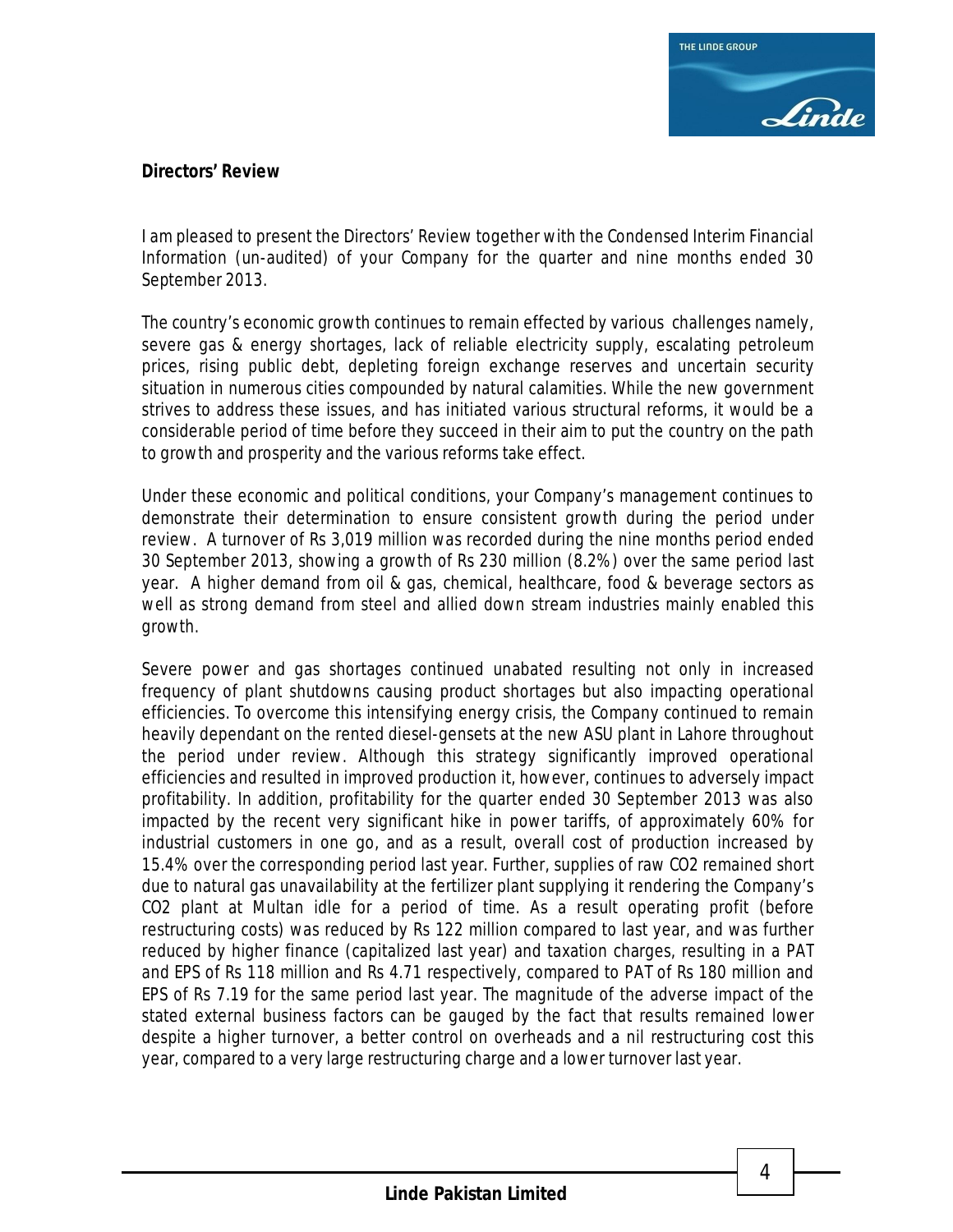**Directors' Review**

I am pleased to present the Directors' Review together with the Condensed Interim Financial Information (un-audited) of your Company for the quarter and nine months ended 30 September 2013.

The country's economic growth continues to remain effected by various challenges namely, severe gas & energy shortages, lack of reliable electricity supply, escalating petroleum prices, rising public debt, depleting foreign exchange reserves and uncertain security situation in numerous cities compounded by natural calamities. While the new government strives to address these issues, and has initiated various structural reforms, it would be a considerable period of time before they succeed in their aim to put the country on the path to growth and prosperity and the various reforms take effect.

Under these economic and political conditions, your Company's management continues to demonstrate their determination to ensure consistent growth during the period under review. A turnover of Rs 3,019 million was recorded during the nine months period ended 30 September 2013, showing a growth of Rs 230 million (8.2%) over the same period last year. A higher demand from oil & gas, chemical, healthcare, food & beverage sectors as well as strong demand from steel and allied down stream industries mainly enabled this growth.

Severe power and gas shortages continued unabated resulting not only in increased frequency of plant shutdowns causing product shortages but also impacting operational efficiencies. To overcome this intensifying energy crisis, the Company continued to remain heavily dependant on the rented diesel-gensets at the new ASU plant in Lahore throughout the period under review. Although this strategy significantly improved operational efficiencies and resulted in improved production it, however, continues to adversely impact profitability. In addition, profitability for the quarter ended 30 September 2013 was also impacted by the recent very significant hike in power tariffs, of approximately 60% for industrial customers in one go, and as a result, overall cost of production increased by 15.4% over the corresponding period last year. Further, supplies of raw $CO_2$ remained short due to natural gas unavailability at the fertilizer plant supplying it rendering the Company's $CO_2$ plant at Multan idle for a period of time. As a result operating profit (before restructuring costs) was reduced by Rs 122 million compared to last year, and was further reduced by higher finance (capitalized last year) and taxation charges, resulting in a PAT and EPS of Rs 118 million and Rs 4.71 respectively, compared to PAT of Rs 180 million and EPS of Rs 7.19 for the same period last year. The magnitude of the adverse impact of the stated external business factors can be gauged by the fact that results remained lower despite a higher turnover, a better control on overheads and a nil restructuring cost this year, compared to a very large restructuring charge and a lower turnover last year.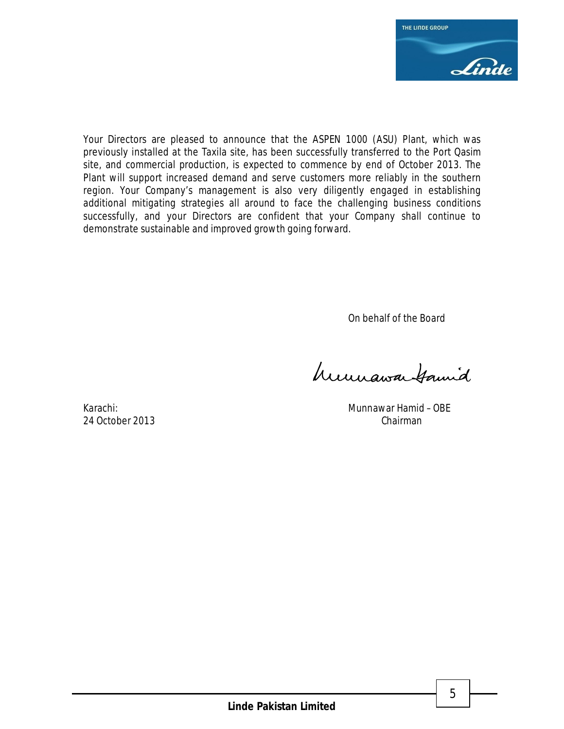Your Directors are pleased to announce that the ASPEN 1000 (ASU) Plant, which was previously installed at the Taxila site, has been successfully transferred to the Port Qasim site, and commercial production, is expected to commence by end of October 2013. The Plant will support increased demand and serve customers more reliably in the southern region. Your Company's management is also very diligently engaged in establishing additional mitigating strategies all around to face the challenging business conditions successfully, and your Directors are confident that your Company shall continue to demonstrate sustainable and improved growth going forward.

On behalf of the Board

Karachi:
24 October 2013

Munnawar Hamid – OBE
Chairman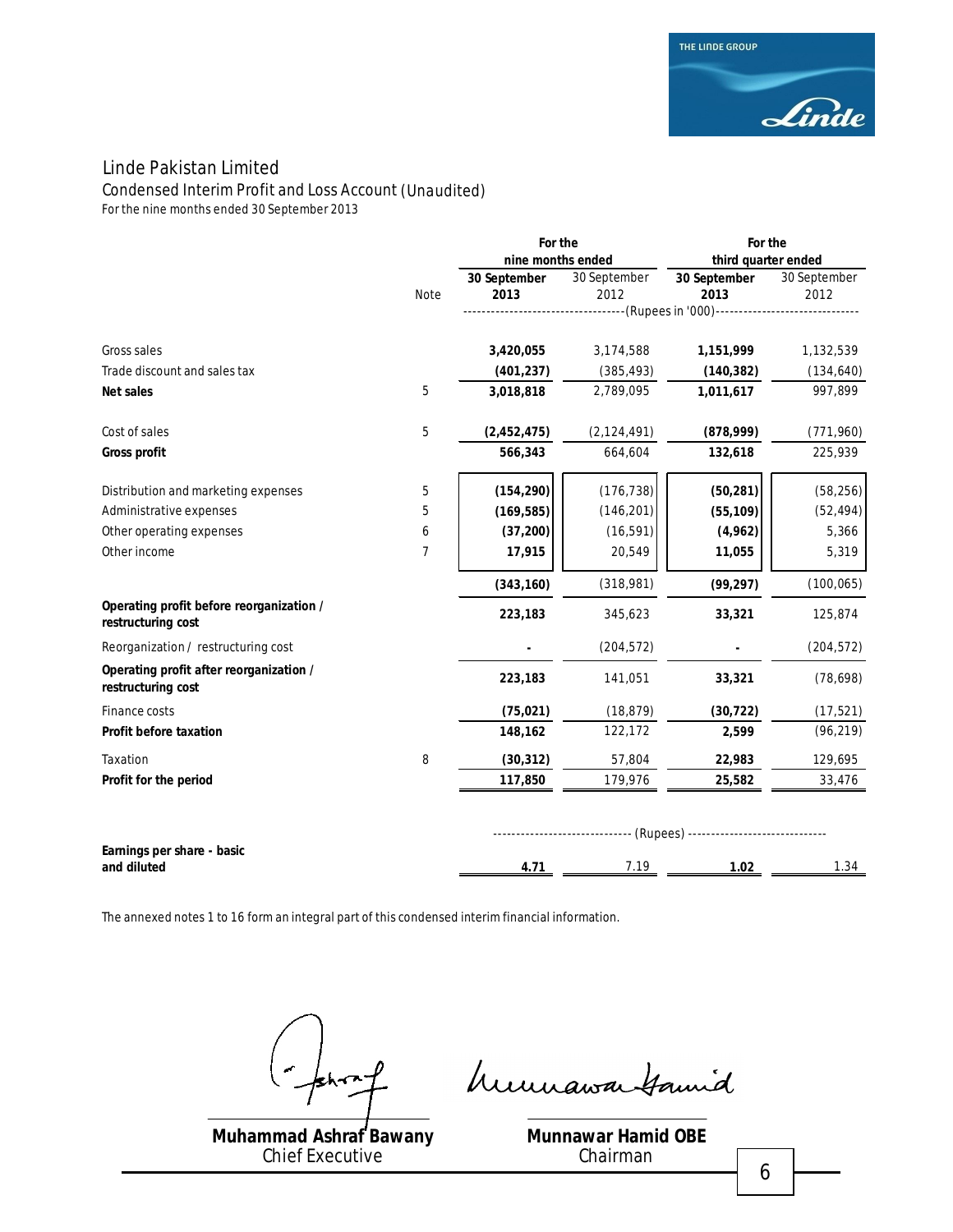# Linde Pakistan Limited

## Condensed Interim Profit and Loss Account (Unaudited)

For the nine months ended 30 September 2013

| | Note | For the nine months ended 30 September 2013 | For the nine months ended 30 September 2012 | For the third quarter ended 30 September 2013 | For the third quarter ended 30 September 2012 |
|---|---|---|---|---|---|
| | | (Rupees in '000) | | | |
| Gross sales | | **3,420,055** | 3,174,588 | **1,151,999** | 1,132,539 |
| Trade discount and sales tax | | **(401,237)** | (385,493) | **(140,382)** | (134,640) |
| **Net sales** | 5 | **3,018,818** | 2,789,095 | **1,011,617** | 997,899 |
| Cost of sales | 5 | **(2,452,475)** | (2,124,491) | **(878,999)** | (771,960) |
| **Gross profit** | | **566,343** | 664,604 | **132,618** | 225,939 |
| Distribution and marketing expenses | 5 | **(154,290)** | (176,738) | **(50,281)** | (58,256) |
| Administrative expenses | 5 | **(169,585)** | (146,201) | **(55,109)** | (52,494) |
| Other operating expenses | 6 | **(37,200)** | (16,591) | **(4,962)** | 5,366 |
| Other income | 7 | **17,915** | 20,549 | **11,055** | 5,319 |
| | | **(343,160)** | (318,981) | **(99,297)** | (100,065) |
| **Operating profit before reorganization / restructuring cost** | | **223,183** | 345,623 | **33,321** | 125,874 |
| Reorganization / restructuring cost | | **-** | (204,572) | **-** | (204,572) |
| **Operating profit after reorganization / restructuring cost** | | **223,183** | 141,051 | **33,321** | (78,698) |
| Finance costs | | **(75,021)** | (18,879) | **(30,722)** | (17,521) |
| **Profit before taxation** | | **148,162** | 122,172 | **2,599** | (96,219) |
| Taxation | 8 | **(30,312)** | 57,804 | **22,983** | 129,695 |
| **Profit for the period** | | **117,850** | 179,976 | **25,582** | 33,476 |
| | | (Rupees) | | | |
| **Earnings per share - basic and diluted** | | **4.71** | 7.19 | **1.02** | 1.34 |

The annexed notes 1 to 16 form an integral part of this condensed interim financial information.

**Muhammad Ashraf Bawany**
Chief Executive

**Munnawar Hamid OBE**
Chairman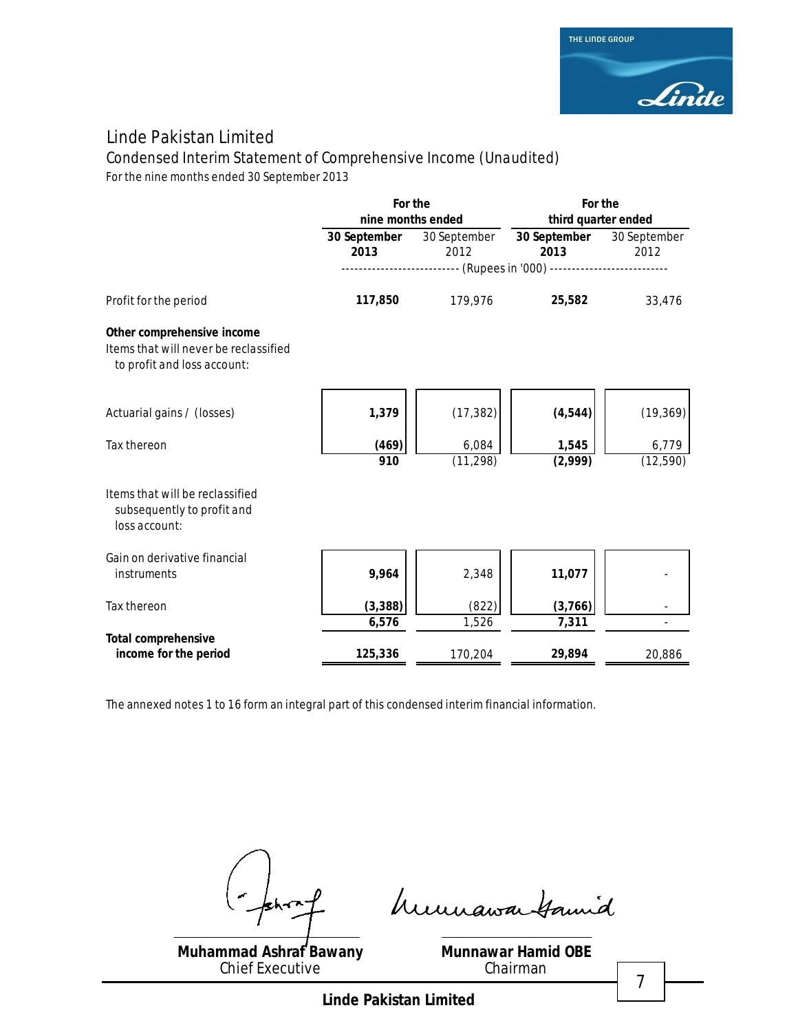# Linde Pakistan Limited

## Condensed Interim Statement of Comprehensive Income (Unaudited)

For the nine months ended 30 September 2013

| | For the nine months ended | | For the third quarter ended | |
|---|---|---|---|---|
| | **30 September 2013** | 30 September 2012 | **30 September 2013** | 30 September 2012 |
| | (Rupees in '000) | | | |
| Profit for the period | **117,850** | 179,976 | **25,582** | 33,476 |
| **Other comprehensive income** | | | | |
| Items that will never be reclassified to profit and loss account: | | | | |
| Actuarial gains / (losses) | **1,379** | (17,382) | **(4,544)** | (19,369) |
| Tax thereon | **(469)** | 6,084 | **1,545** | 6,779 |
| | **910** | (11,298) | **(2,999)** | (12,590) |
| Items that will be reclassified subsequently to profit and loss account: | | | | |
| Gain on derivative financial instruments | **9,964** | 2,348 | **11,077** | - |
| Tax thereon | **(3,388)** | (822) | **(3,766)** | - |
| | **6,576** | 1,526 | **7,311** | - |
| **Total comprehensive income for the period** | **125,336** | 170,204 | **29,894** | 20,886 |

The annexed notes 1 to 16 form an integral part of this condensed interim financial information.

| | |
|---|---|
| **Muhammad Ashraf Bawany** | **Munnawar Hamid OBE** |
| Chief Executive | Chairman |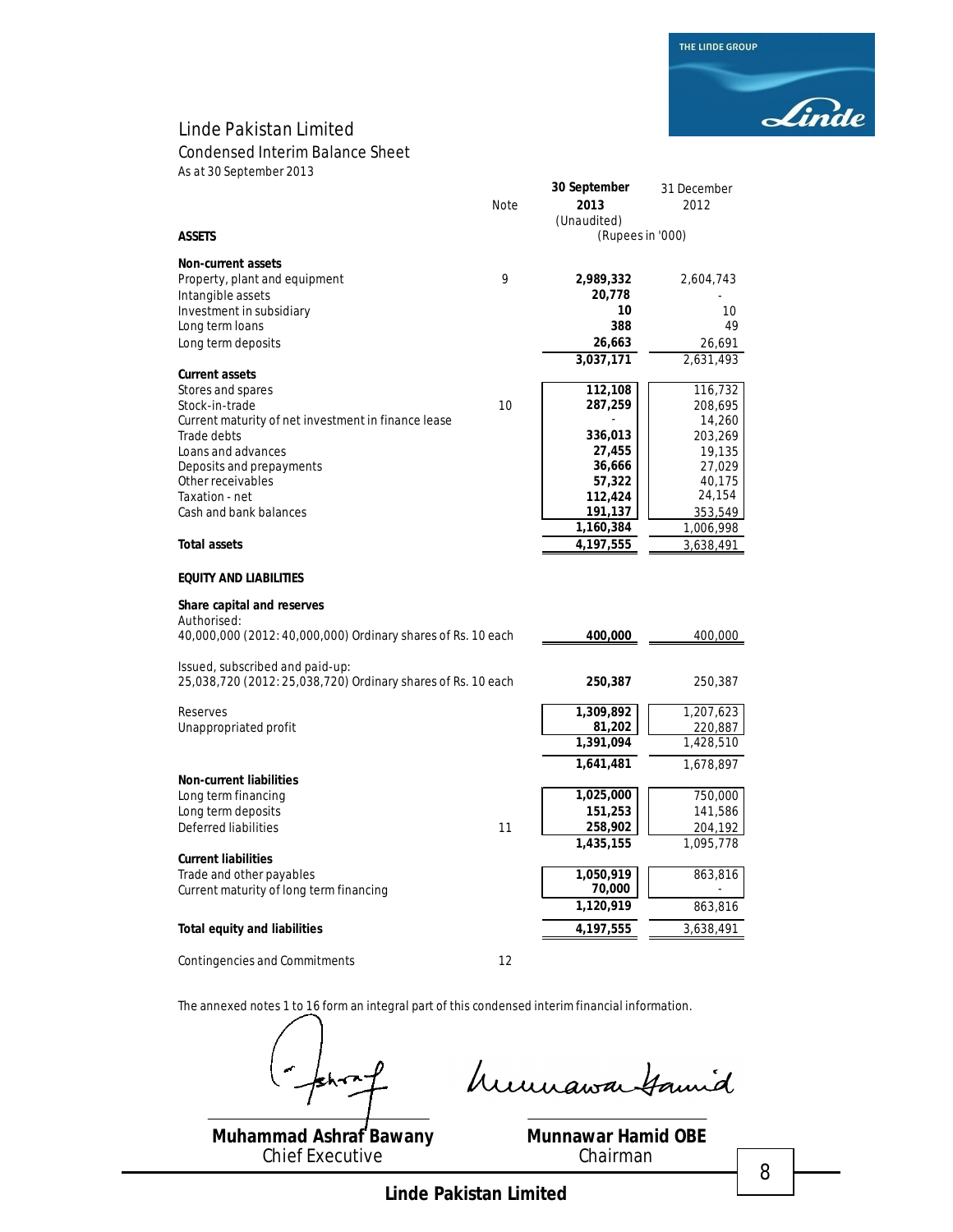# Linde Pakistan Limited

## Condensed Interim Balance Sheet

*As at 30 September 2013*

| | Note | 30 September 2013 (Unaudited) | 31 December 2012 |
|---|---|---|---|
| | | (Rupees in '000) | |
| **ASSETS** | | | |
| **Non-current assets** | | | |
| Property, plant and equipment | 9 | **2,989,332** | 2,604,743 |
| Intangible assets | | **20,778** | - |
| Investment in subsidiary | | **10** | 10 |
| Long term loans | | **388** | 49 |
| Long term deposits | | **26,663** | 26,691 |
| | | **3,037,171** | 2,631,493 |
| **Current assets** | | | |
| Stores and spares | | **112,108** | 116,732 |
| Stock-in-trade | 10 | **287,259** | 208,695 |
| Current maturity of net investment in finance lease | | - | 14,260 |
| Trade debts | | **336,013** | 203,269 |
| Loans and advances | | **27,455** | 19,135 |
| Deposits and prepayments | | **36,666** | 27,029 |
| Other receivables | | **57,322** | 40,175 |
| Taxation - net | | **112,424** | 24,154 |
| Cash and bank balances | | **191,137** | 353,549 |
| | | **1,160,384** | 1,006,998 |
| **Total assets** | | **4,197,555** | 3,638,491 |
| **EQUITY AND LIABILITIES** | | | |
| **Share capital and reserves** | | | |
| Authorised: | | | |
| 40,000,000 (2012: 40,000,000) Ordinary shares of Rs. 10 each | | **400,000** | 400,000 |
| Issued, subscribed and paid-up: | | | |
| 25,038,720 (2012: 25,038,720) Ordinary shares of Rs. 10 each | | **250,387** | 250,387 |
| Reserves | | **1,309,892** | 1,207,623 |
| Unappropriated profit | | **81,202** | 220,887 |
| | | **1,391,094** | 1,428,510 |
| | | **1,641,481** | 1,678,897 |
| **Non-current liabilities** | | | |
| Long term financing | | **1,025,000** | 750,000 |
| Long term deposits | | **151,253** | 141,586 |
| Deferred liabilities | 11 | **258,902** | 204,192 |
| | | **1,435,155** | 1,095,778 |
| **Current liabilities** | | | |
| Trade and other payables | | **1,050,919** | 863,816 |
| Current maturity of long term financing | | **70,000** | - |
| | | **1,120,919** | 863,816 |
| **Total equity and liabilities** | | **4,197,555** | 3,638,491 |
| Contingencies and Commitments | 12 | | |

The annexed notes 1 to 16 form an integral part of this condensed interim financial information.

**Muhammad Ashraf Bawany**
Chief Executive

**Munnawar Hamid OBE**
Chairman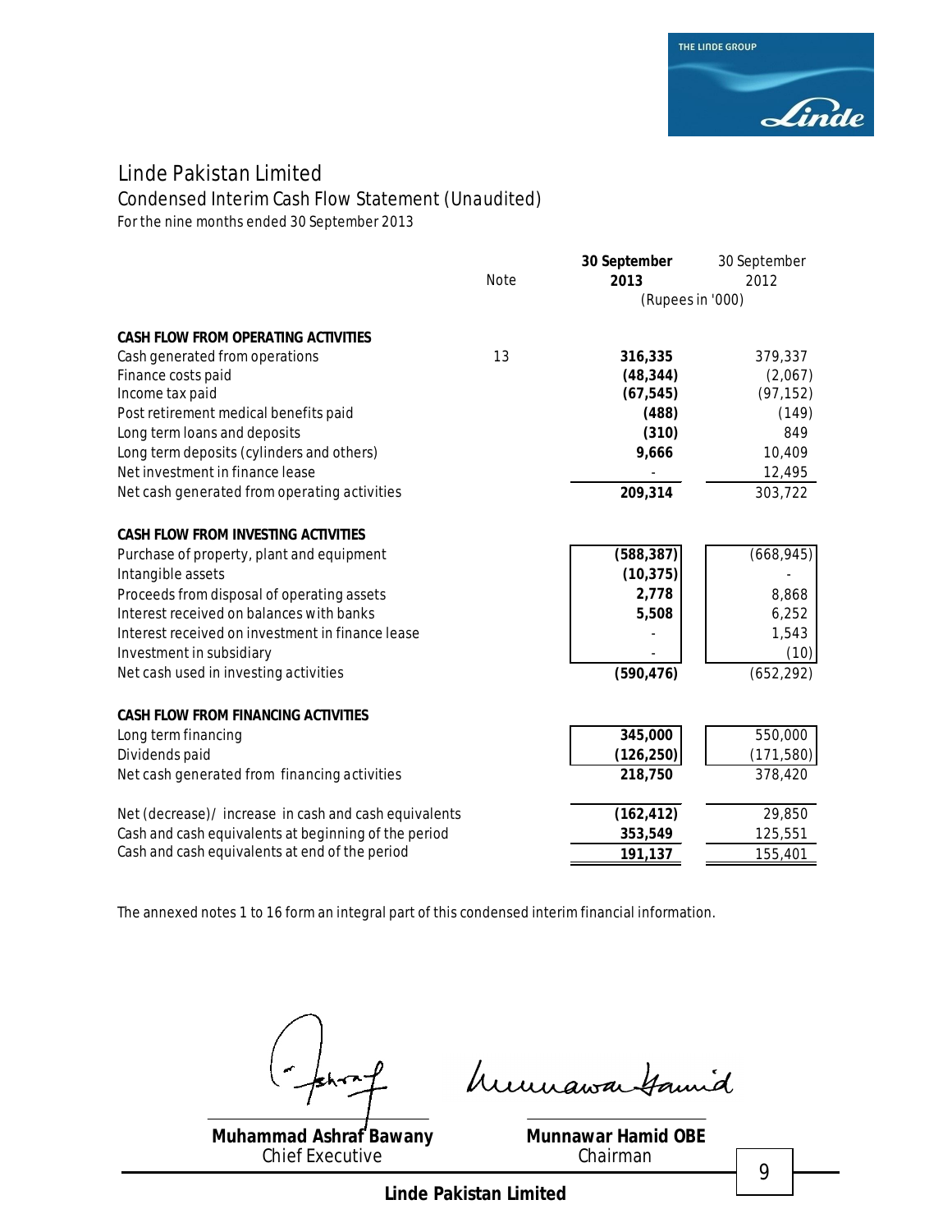# Linde Pakistan Limited

## Condensed Interim Cash Flow Statement (Unaudited)

For the nine months ended 30 September 2013

| | Note | **30 September 2013** | 30 September 2012 |
|---|---|---|---|
| | | (Rupees in '000) | |
| **CASH FLOW FROM OPERATING ACTIVITIES** | | | |
| Cash generated from operations | 13 | **316,335** | 379,337 |
| Finance costs paid | | **(48,344)** | (2,067) |
| Income tax paid | | **(67,545)** | (97,152) |
| Post retirement medical benefits paid | | **(488)** | (149) |
| Long term loans and deposits | | **(310)** | 849 |
| Long term deposits (cylinders and others) | | **9,666** | 10,409 |
| Net investment in finance lease | | **-** | 12,495 |
| Net cash generated from operating activities | | **209,314** | 303,722 |
| **CASH FLOW FROM INVESTING ACTIVITIES** | | | |
| Purchase of property, plant and equipment | | **(588,387)** | (668,945) |
| Intangible assets | | **(10,375)** | - |
| Proceeds from disposal of operating assets | | **2,778** | 8,868 |
| Interest received on balances with banks | | **5,508** | 6,252 |
| Interest received on investment in finance lease | | **-** | 1,543 |
| Investment in subsidiary | | **-** | (10) |
| Net cash used in investing activities | | **(590,476)** | (652,292) |
| **CASH FLOW FROM FINANCING ACTIVITIES** | | | |
| Long term financing | | **345,000** | 550,000 |
| Dividends paid | | **(126,250)** | (171,580) |
| Net cash generated from financing activities | | **218,750** | 378,420 |
| Net (decrease)/ increase in cash and cash equivalents | | **(162,412)** | 29,850 |
| Cash and cash equivalents at beginning of the period | | **353,549** | 125,551 |
| Cash and cash equivalents at end of the period | | **191,137** | 155,401 |

The annexed notes 1 to 16 form an integral part of this condensed interim financial information.

**Muhammad Ashraf Bawany**
Chief Executive

**Munnawar Hamid OBE**
Chairman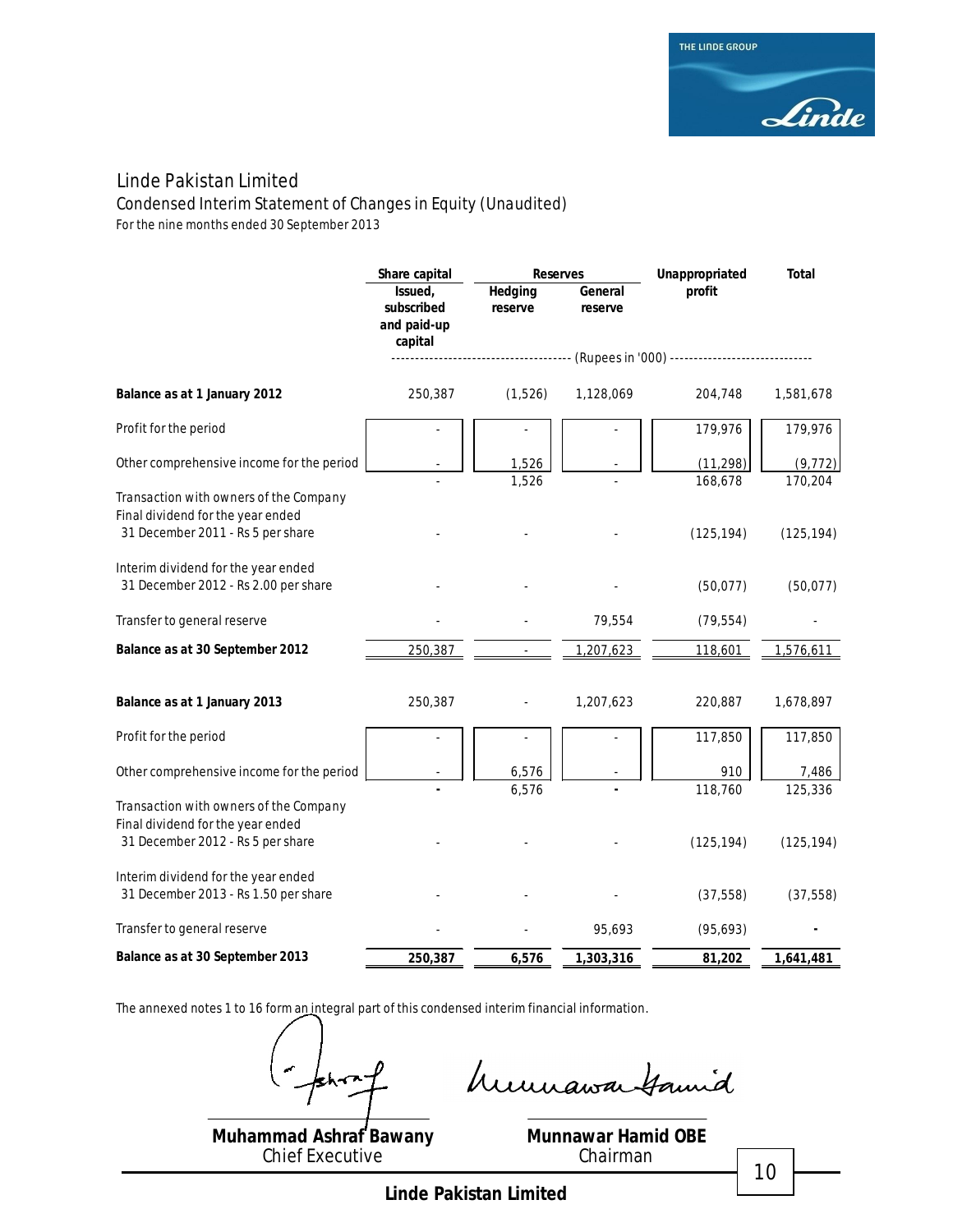# Linde Pakistan Limited

## Condensed Interim Statement of Changes in Equity (Unaudited)

*For the nine months ended 30 September 2013*

| | Share capital | Reserves | | Unappropriated profit | Total |
|---|---|---|---|---|---|
| | Issued, subscribed and paid-up capital | Hedging reserve | General reserve | | |
| | (Rupees in '000) | | | | |
| **Balance as at 1 January 2012** | 250,387 | (1,526) | 1,128,069 | 204,748 | 1,581,678 |
| Profit for the period | - | - | - | 179,976 | 179,976 |
| Other comprehensive income for the period | - | 1,526 | - | (11,298) | (9,772) |
| | - | 1,526 | - | 168,678 | 170,204 |
| Transaction with owners of the Company | | | | | |
| Final dividend for the year ended 31 December 2011 - Rs 5 per share | - | - | - | (125,194) | (125,194) |
| Interim dividend for the year ended 31 December 2012 - Rs 2.00 per share | - | - | - | (50,077) | (50,077) |
| Transfer to general reserve | - | - | 79,554 | (79,554) | - |
| **Balance as at 30 September 2012** | 250,387 | - | 1,207,623 | 118,601 | 1,576,611 |
| **Balance as at 1 January 2013** | 250,387 | - | 1,207,623 | 220,887 | 1,678,897 |
| Profit for the period | - | - | - | 117,850 | 117,850 |
| Other comprehensive income for the period | - | 6,576 | - | 910 | 7,486 |
| | - | 6,576 | - | 118,760 | 125,336 |
| Transaction with owners of the Company | | | | | |
| Final dividend for the year ended 31 December 2012 - Rs 5 per share | - | - | - | (125,194) | (125,194) |
| Interim dividend for the year ended 31 December 2013 - Rs 1.50 per share | - | - | - | (37,558) | (37,558) |
| Transfer to general reserve | - | - | 95,693 | (95,693) | - |
| **Balance as at 30 September 2013** | **250,387** | **6,576** | **1,303,316** | **81,202** | **1,641,481** |

The annexed notes 1 to 16 form an integral part of this condensed interim financial information.

**Muhammad Ashraf Bawany**
Chief Executive

**Munnawar Hamid OBE**
Chairman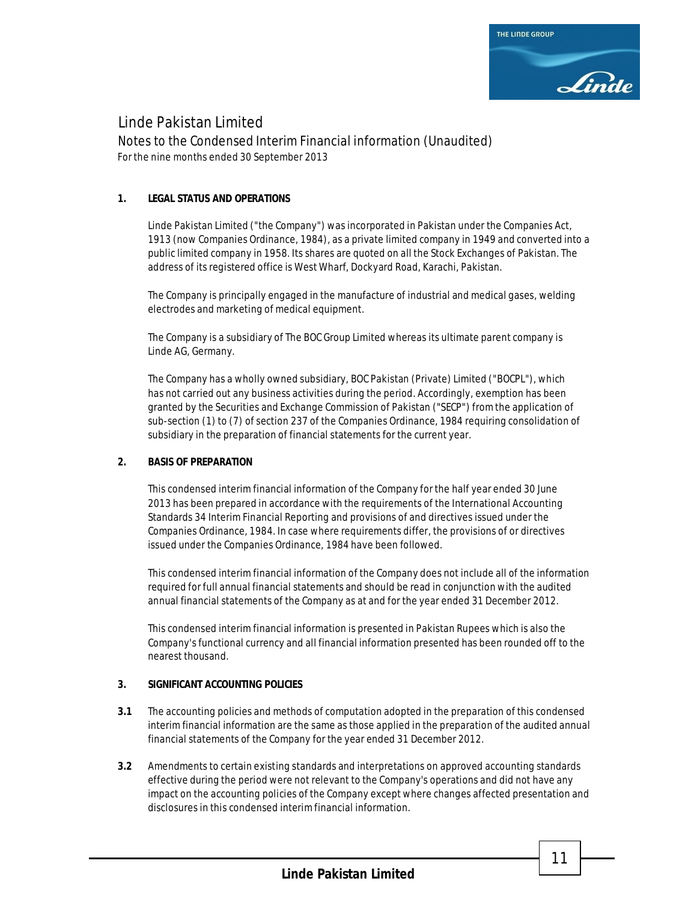# Linde Pakistan Limited

## Notes to the Condensed Interim Financial information (Unaudited)

For the nine months ended 30 September 2013

**1. LEGAL STATUS AND OPERATIONS**

Linde Pakistan Limited ("the Company") was incorporated in Pakistan under the Companies Act, 1913 (now Companies Ordinance, 1984), as a private limited company in 1949 and converted into a public limited company in 1958. Its shares are quoted on all the Stock Exchanges of Pakistan. The address of its registered office is West Wharf, Dockyard Road, Karachi, Pakistan.

The Company is principally engaged in the manufacture of industrial and medical gases, welding electrodes and marketing of medical equipment.

The Company is a subsidiary of The BOC Group Limited whereas its ultimate parent company is Linde AG, Germany.

The Company has a wholly owned subsidiary, BOC Pakistan (Private) Limited ("BOCPL"), which has not carried out any business activities during the period. Accordingly, exemption has been granted by the Securities and Exchange Commission of Pakistan ("SECP") from the application of sub-section (1) to (7) of section 237 of the Companies Ordinance, 1984 requiring consolidation of subsidiary in the preparation of financial statements for the current year.

**2. BASIS OF PREPARATION**

This condensed interim financial information of the Company for the half year ended 30 June 2013 has been prepared in accordance with the requirements of the International Accounting Standards 34 Interim Financial Reporting and provisions of and directives issued under the Companies Ordinance, 1984. In case where requirements differ, the provisions of or directives issued under the Companies Ordinance, 1984 have been followed.

This condensed interim financial information of the Company does not include all of the information required for full annual financial statements and should be read in conjunction with the audited annual financial statements of the Company as at and for the year ended 31 December 2012.

This condensed interim financial information is presented in Pakistan Rupees which is also the Company's functional currency and all financial information presented has been rounded off to the nearest thousand.

**3. SIGNIFICANT ACCOUNTING POLICIES**

**3.1** The accounting policies and methods of computation adopted in the preparation of this condensed interim financial information are the same as those applied in the preparation of the audited annual financial statements of the Company for the year ended 31 December 2012.

**3.2** Amendments to certain existing standards and interpretations on approved accounting standards effective during the period were not relevant to the Company's operations and did not have any impact on the accounting policies of the Company except where changes affected presentation and disclosures in this condensed interim financial information.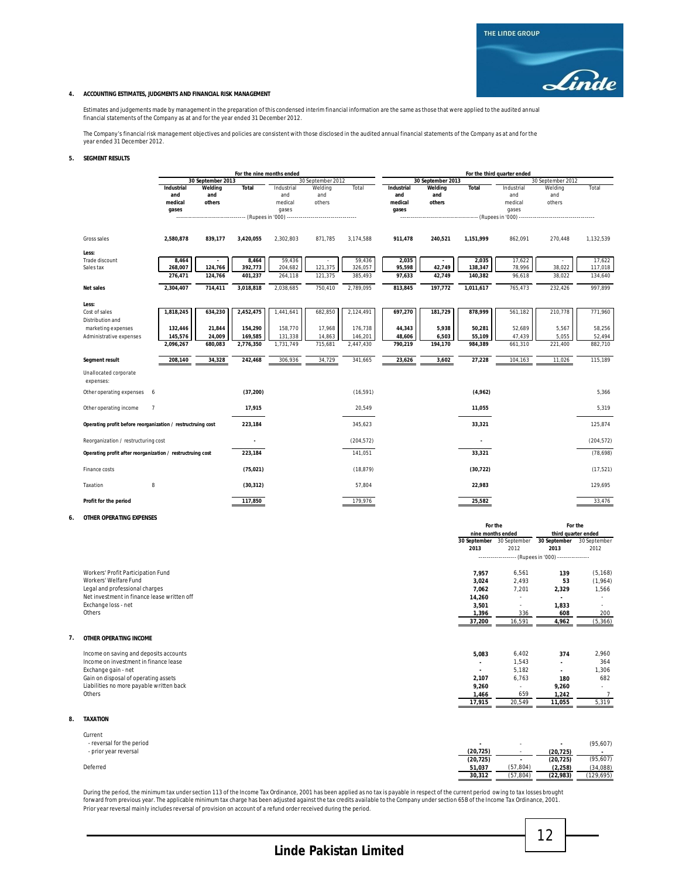## 4. ACCOUNTING ESTIMATES, JUDGMENTS AND FINANCIAL RISK MANAGEMENT

Estimates and judgements made by management in the preparation of this condensed interim financial information are the same as those that were applied to the audited annual financial statements of the Company as at and for the year ended 31 December 2012.

The Company's financial risk management objectives and policies are consistent with those disclosed in the audited annual financial statements of the Company as at and for the year ended 31 December 2012.

## 5. SEGMENT RESULTS

| | Note | For the nine months ended | | | | | | For the third quarter ended | | | | | |
|---|---|---|---|---|---|---|---|---|---|---|---|---|---|
| | | 30 September 2013 | | | 30 September 2012 | | | 30 September 2013 | | | 30 September 2012 | | |
| | | Industrial and medical gases | Welding and others | Total | Industrial and medical gases | Welding and others | Total | Industrial and medical gases | Welding and others | Total | Industrial and medical gases | Welding and others | Total |
| | | (Rupees in '000) | | | | | | (Rupees in '000) | | | | | |
| Gross sales | | 2,580,878 | 839,177 | 3,420,055 | 2,302,803 | 871,785 | 3,174,588 | 911,478 | 240,521 | 1,151,999 | 862,091 | 270,448 | 1,132,539 |
| **Less:** | | | | | | | | | | | | | |
| Trade discount | | 8,464 | - | 8,464 | 59,436 | - | 59,436 | 2,035 | - | 2,035 | 17,622 | - | 17,622 |
| Sales tax | | 268,007 | 124,766 | 392,773 | 204,682 | 121,375 | 326,057 | 95,598 | 42,749 | 138,347 | 78,996 | 38,022 | 117,018 |
| | | 276,471 | 124,766 | 401,237 | 264,118 | 121,375 | 385,493 | 97,633 | 42,749 | 140,382 | 96,618 | 38,022 | 134,640 |
| **Net sales** | | 2,304,407 | 714,411 | 3,018,818 | 2,038,685 | 750,410 | 2,789,095 | 813,845 | 197,772 | 1,011,617 | 765,473 | 232,426 | 997,899 |
| **Less:** | | | | | | | | | | | | | |
| Cost of sales | | 1,818,245 | 634,230 | 2,452,475 | 1,441,641 | 682,850 | 2,124,491 | 697,270 | 181,729 | 878,999 | 561,182 | 210,778 | 771,960 |
| Distribution and marketing expenses | | 132,446 | 21,844 | 154,290 | 158,770 | 17,968 | 176,738 | 44,343 | 5,938 | 50,281 | 52,689 | 5,567 | 58,256 |
| Administrative expenses | | 145,576 | 24,009 | 169,585 | 131,338 | 14,863 | 146,201 | 48,606 | 6,503 | 55,109 | 47,439 | 5,055 | 52,494 |
| | | 2,096,267 | 680,083 | 2,776,350 | 1,731,749 | 715,681 | 2,447,430 | 790,219 | 194,170 | 984,389 | 661,310 | 221,400 | 882,710 |
| **Segment result** | | 208,140 | 34,328 | 242,468 | 306,936 | 34,729 | 341,665 | 23,626 | 3,602 | 27,228 | 104,163 | 11,026 | 115,189 |
| Unallocated corporate expenses: | | | | | | | | | | | | | |
| Other operating expenses | 6 | | | (37,200) | | | (16,591) | | | (4,962) | | | 5,366 |
| Other operating income | 7 | | | 17,915 | | | 20,549 | | | 11,055 | | | 5,319 |
| **Operating profit before reorganization / restructuing cost** | | | | 223,184 | | | 345,623 | | | 33,321 | | | 125,874 |
| Reorganization / restructuring cost | | | | - | | | (204,572) | | | - | | | (204,572) |
| **Operating profit after reorganization / restructruing cost** | | | | 223,184 | | | 141,051 | | | 33,321 | | | (78,698) |
| Finance costs | | | | (75,021) | | | (18,879) | | | (30,722) | | | (17,521) |
| Taxation | 8 | | | (30,312) | | | 57,804 | | | 22,983 | | | 129,695 |
| **Profit for the period** | | | | 117,850 | | | 179,976 | | | 25,582 | | | 33,476 |

## 6. OTHER OPERATING EXPENSES

| | For the nine months ended | | For the third quarter ended | |
|---|---|---|---|---|
| | 30 September 2013 | 30 September 2012 | 30 September 2013 | 30 September 2012 |
| | (Rupees in '000) | | | |
| Workers' Profit Participation Fund | 7,957 | 6,561 | 139 | (5,168) |
| Workers' Welfare Fund | 3,024 | 2,493 | 53 | (1,964) |
| Legal and professional charges | 7,062 | 7,201 | 2,329 | 1,566 |
| Net investment in finance lease written off | 14,260 | - | - | - |
| Exchange loss - net | 3,501 | - | 1,833 | - |
| Others | 1,396 | 336 | 608 | 200 |
| | 37,200 | 16,591 | 4,962 | (5,366) |

## 7. OTHER OPERATING INCOME

| | For the nine months ended | | For the third quarter ended | |
|---|---|---|---|---|
| | 30 September 2013 | 30 September 2012 | 30 September 2013 | 30 September 2012 |
| Income on saving and deposits accounts | 5,083 | 6,402 | 374 | 2,960 |
| Income on investment in finance lease | - | 1,543 | - | 364 |
| Exchange gain - net | - | 5,182 | - | 1,306 |
| Gain on disposal of operating assets | 2,107 | 6,763 | 180 | 682 |
| Liabilities no more payable written back | 9,260 | - | 9,260 | - |
| Others | 1,466 | 659 | 1,242 | 7 |
| | 17,915 | 20,549 | 11,055 | 5,319 |

## 8. TAXATION

| | For the nine months ended | | For the third quarter ended | |
|---|---|---|---|---|
| | 30 September 2013 | 30 September 2012 | 30 September 2013 | 30 September 2012 |
| Current | | | | |
| - reversal for the period | - | - | - | (95,607) |
| - prior year reversal | (20,725) | - | (20,725) | - |
| | (20,725) | - | (20,725) | (95,607) |
| Deferred | 51,037 | (57,804) | (2,258) | (34,088) |
| | 30,312 | (57,804) | (22,983) | (129,695) |

During the period, the minimum tax under section 113 of the Income Tax Ordinance, 2001 has been applied as no tax is payable in respect of the current period owing to tax losses brought forward from previous year. The applicable minimum tax charge has been adjusted against the tax credits available to the Company under section 65B of the Income Tax Ordinance, 2001. Prior year reversal mainly includes reversal of provision on account of a refund order received during the period.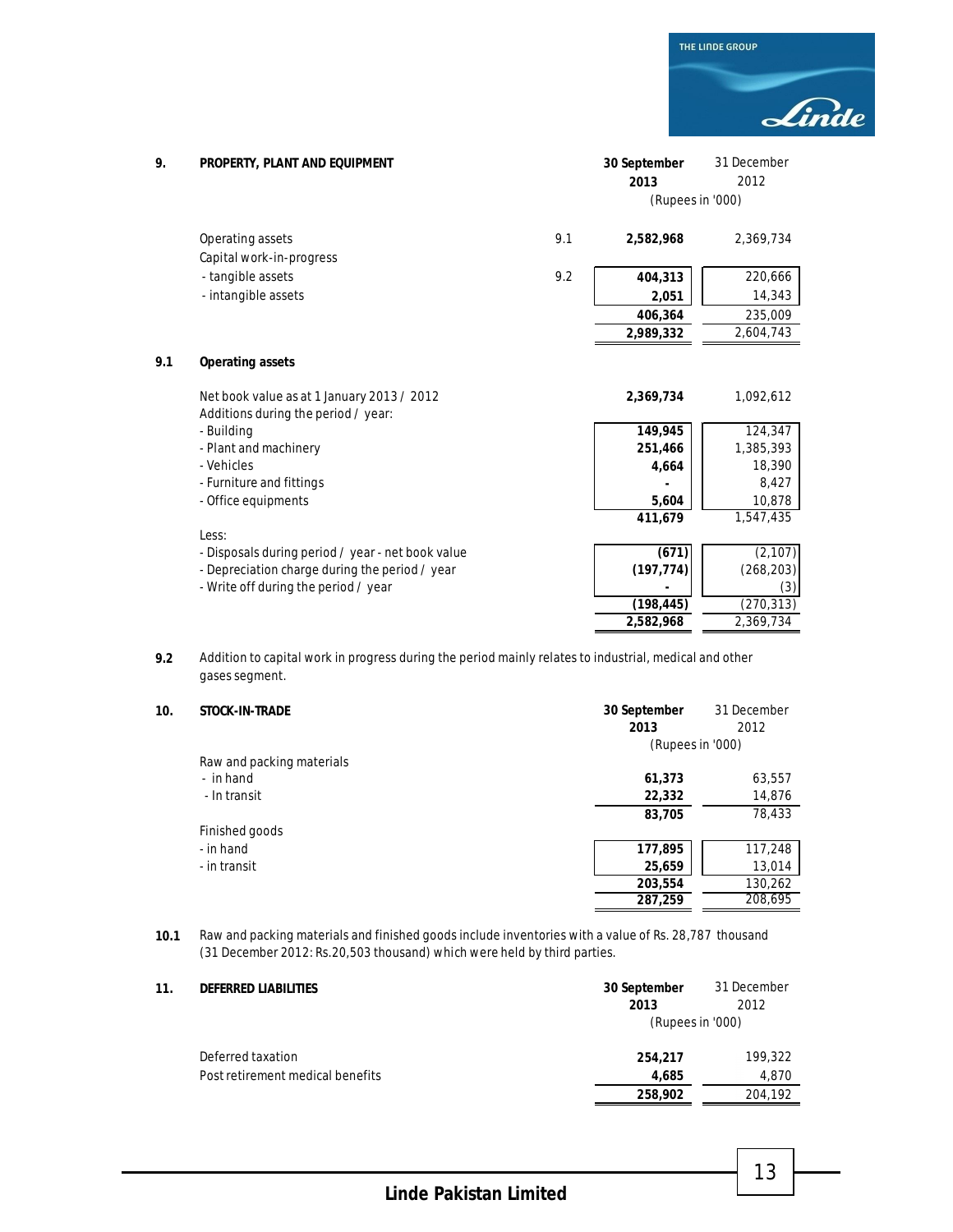## 9. PROPERTY, PLANT AND EQUIPMENT

| | Note | 30 September 2013 | 31 December 2012 |
|---|---|---|---|
| | | (Rupees in '000) | |
| Operating assets | 9.1 | **2,582,968** | 2,369,734 |
| Capital work-in-progress | | | |
| - tangible assets | 9.2 | **404,313** | 220,666 |
| - intangible assets | | **2,051** | 14,343 |
| | | **406,364** | 235,009 |
| | | **2,989,332** | 2,604,743 |

### 9.1 Operating assets

| | 30 September 2013 | 31 December 2012 |
|---|---|---|
| Net book value as at 1 January 2013 / 2012 | **2,369,734** | 1,092,612 |
| Additions during the period / year: | | |
| - Building | **149,945** | 124,347 |
| - Plant and machinery | **251,466** | 1,385,393 |
| - Vehicles | **4,664** | 18,390 |
| - Furniture and fittings | **-** | 8,427 |
| - Office equipments | **5,604** | 10,878 |
| | **411,679** | 1,547,435 |
| Less: | | |
| - Disposals during period / year - net book value | **(671)** | (2,107) |
| - Depreciation charge during the period / year | **(197,774)** | (268,203) |
| - Write off during the period / year | **-** | (3) |
| | **(198,445)** | (270,313) |
| | **2,582,968** | 2,369,734 |

**9.2** Addition to capital work in progress during the period mainly relates to industrial, medical and other gases segment.

## 10. STOCK-IN-TRADE

| | 30 September 2013 | 31 December 2012 |
|---|---|---|
| | (Rupees in '000) | |
| Raw and packing materials | | |
| - in hand | **61,373** | 63,557 |
| - In transit | **22,332** | 14,876 |
| | **83,705** | 78,433 |
| Finished goods | | |
| - in hand | **177,895** | 117,248 |
| - in transit | **25,659** | 13,014 |
| | **203,554** | 130,262 |
| | **287,259** | 208,695 |

**10.1** Raw and packing materials and finished goods include inventories with a value of Rs. 28,787 thousand (31 December 2012: Rs.20,503 thousand) which were held by third parties.

## 11. DEFERRED LIABILITIES

| | 30 September 2013 | 31 December 2012 |
|---|---|---|
| | (Rupees in '000) | |
| Deferred taxation | **254,217** | 199,322 |
| Post retirement medical benefits | **4,685** | 4,870 |
| | **258,902** | 204,192 |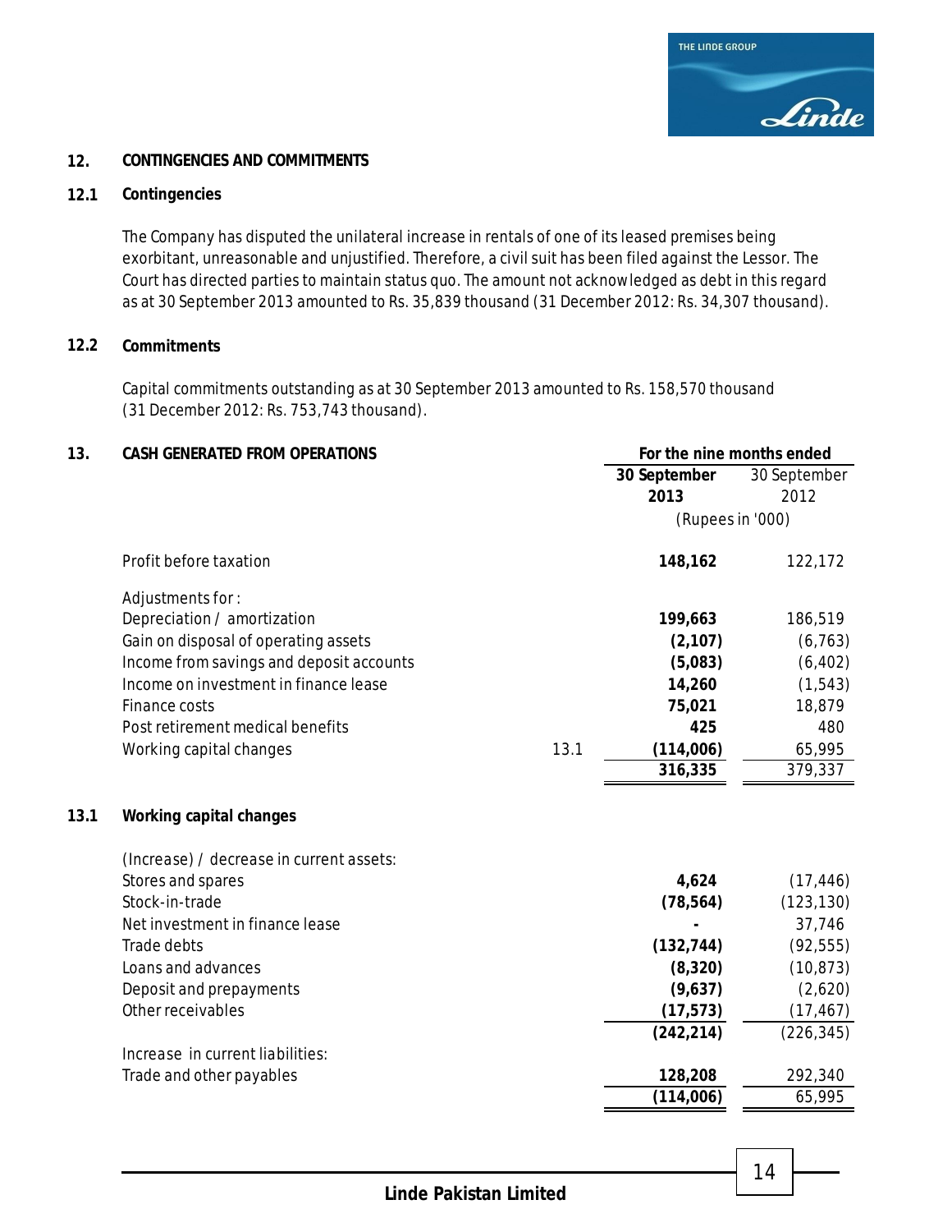## 12. CONTINGENCIES AND COMMITMENTS

### 12.1 Contingencies

The Company has disputed the unilateral increase in rentals of one of its leased premises being exorbitant, unreasonable and unjustified. Therefore, a civil suit has been filed against the Lessor. The Court has directed parties to maintain status quo. The amount not acknowledged as debt in this regard as at 30 September 2013 amounted to Rs. 35,839 thousand (31 December 2012: Rs. 34,307 thousand).

### 12.2 Commitments

Capital commitments outstanding as at 30 September 2013 amounted to Rs. 158,570 thousand (31 December 2012: Rs. 753,743 thousand).

## 13. CASH GENERATED FROM OPERATIONS

| | | For the nine months ended | |
|---|---|---|---|
| | | **30 September 2013** | 30 September 2012 |
| | | (Rupees in '000) | |
| Profit before taxation | | **148,162** | 122,172 |
| Adjustments for : | | | |
| Depreciation / amortization | | **199,663** | 186,519 |
| Gain on disposal of operating assets | | **(2,107)** | (6,763) |
| Income from savings and deposit accounts | | **(5,083)** | (6,402) |
| Income on investment in finance lease | | **14,260** | (1,543) |
| Finance costs | | **75,021** | 18,879 |
| Post retirement medical benefits | | **425** | 480 |
| Working capital changes | 13.1 | **(114,006)** | 65,995 |
| | | **316,335** | 379,337 |

### 13.1 Working capital changes

| | **30 September 2013** | 30 September 2012 |
|---|---|---|
| (Increase) / decrease in current assets: | | |
| Stores and spares | **4,624** | (17,446) |
| Stock-in-trade | **(78,564)** | (123,130) |
| Net investment in finance lease | **-** | 37,746 |
| Trade debts | **(132,744)** | (92,555) |
| Loans and advances | **(8,320)** | (10,873) |
| Deposit and prepayments | **(9,637)** | (2,620) |
| Other receivables | **(17,573)** | (17,467) |
| | **(242,214)** | (226,345) |
| Increase in current liabilities: | | |
| Trade and other payables | **128,208** | 292,340 |
| | **(114,006)** | 65,995 |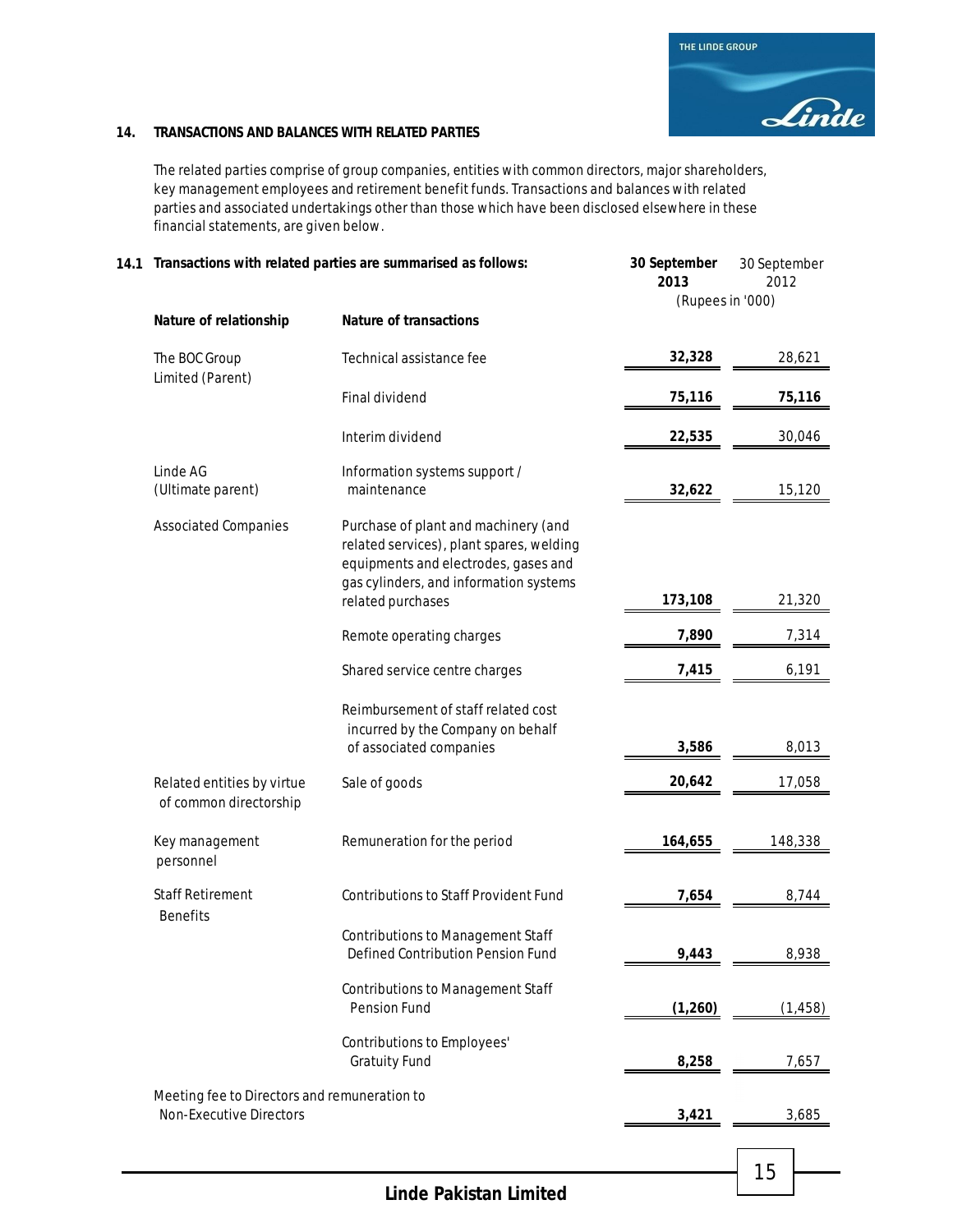## 14. TRANSACTIONS AND BALANCES WITH RELATED PARTIES

The related parties comprise of group companies, entities with common directors, major shareholders, key management employees and retirement benefit funds. Transactions and balances with related parties and associated undertakings other than those which have been disclosed elsewhere in these financial statements, are given below.

### 14.1 Transactions with related parties are summarised as follows:

| Nature of relationship | Nature of transactions | 30 September 2013 | 30 September 2012 |
|---|---|---|---|
| | | (Rupees in '000) | |
| The BOC Group Limited (Parent) | Technical assistance fee | 32,328 | 28,621 |
| | Final dividend | 75,116 | 75,116 |
| | Interim dividend | 22,535 | 30,046 |
| Linde AG (Ultimate parent) | Information systems support / maintenance | 32,622 | 15,120 |
| Associated Companies | Purchase of plant and machinery (and related services), plant spares, welding equipments and electrodes, gases and gas cylinders, and information systems related purchases | 173,108 | 21,320 |
| | Remote operating charges | 7,890 | 7,314 |
| | Shared service centre charges | 7,415 | 6,191 |
| | Reimbursement of staff related cost incurred by the Company on behalf of associated companies | 3,586 | 8,013 |
| Related entities by virtue of common directorship | Sale of goods | 20,642 | 17,058 |
| Key management personnel | Remuneration for the period | 164,655 | 148,338 |
| Staff Retirement Benefits | Contributions to Staff Provident Fund | 7,654 | 8,744 |
| | Contributions to Management Staff Defined Contribution Pension Fund | 9,443 | 8,938 |
| | Contributions to Management Staff Pension Fund | (1,260) | (1,458) |
| | Contributions to Employees' Gratuity Fund | 8,258 | 7,657 |
| Meeting fee to Directors and remuneration to Non-Executive Directors | | 3,421 | 3,685 |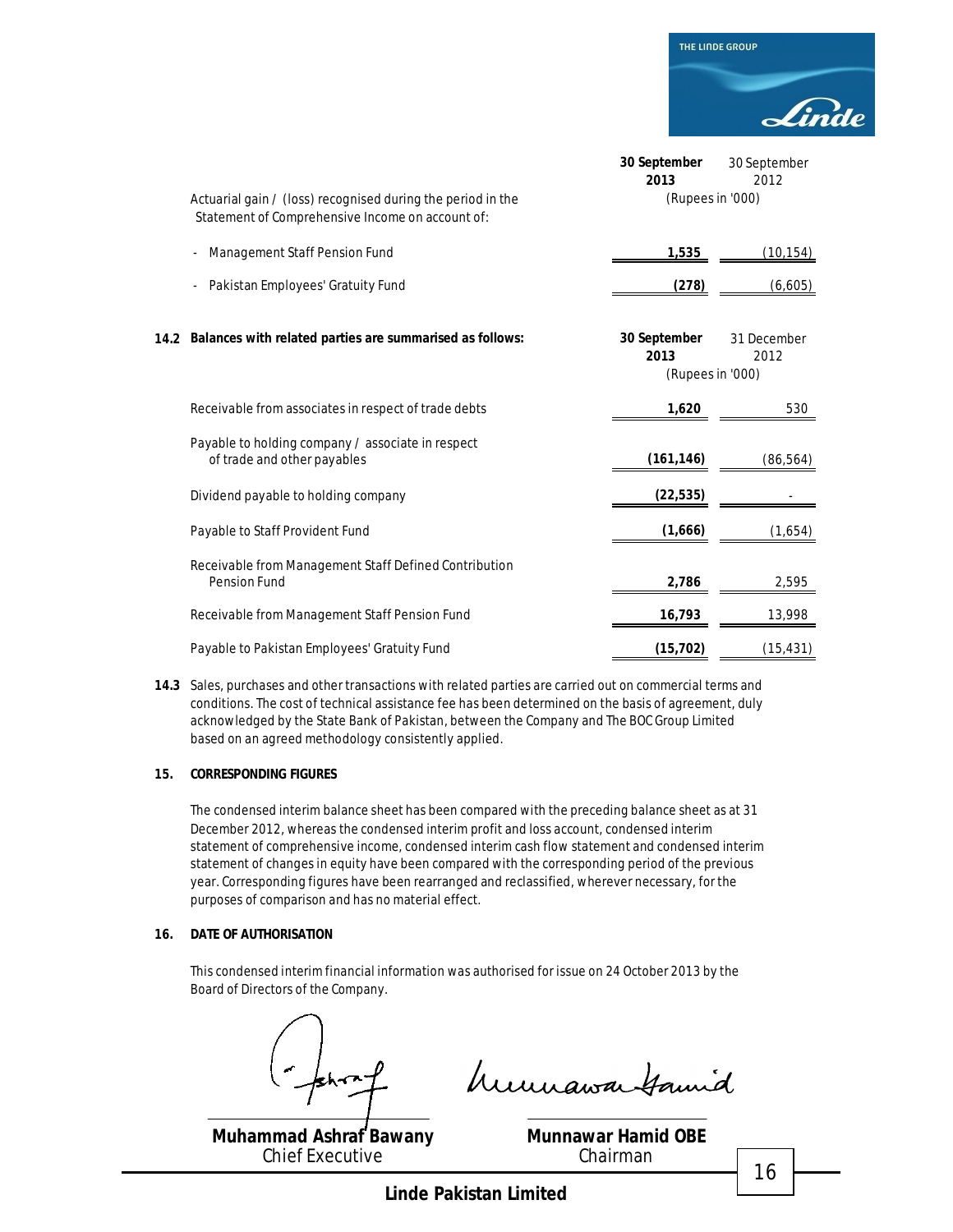| | 30 September 2013 | 30 September 2012 |
|---|---|---|
| Actuarial gain / (loss) recognised during the period in the Statement of Comprehensive Income on account of: | (Rupees in '000) | |
| - Management Staff Pension Fund | **1,535** | (10,154) |
| - Pakistan Employees' Gratuity Fund | **(278)** | (6,605) |

**14.2 Balances with related parties are summarised as follows:**

| | 30 September 2013 | 31 December 2012 |
|---|---|---|
| | (Rupees in '000) | |
| Receivable from associates in respect of trade debts | **1,620** | 530 |
| Payable to holding company / associate in respect of trade and other payables | **(161,146)** | (86,564) |
| Dividend payable to holding company | **(22,535)** | - |
| Payable to Staff Provident Fund | **(1,666)** | (1,654) |
| Receivable from Management Staff Defined Contribution Pension Fund | **2,786** | 2,595 |
| Receivable from Management Staff Pension Fund | **16,793** | 13,998 |
| Payable to Pakistan Employees' Gratuity Fund | **(15,702)** | (15,431) |

**14.3** Sales, purchases and other transactions with related parties are carried out on commercial terms and conditions. The cost of technical assistance fee has been determined on the basis of agreement, duly acknowledged by the State Bank of Pakistan, between the Company and The BOC Group Limited based on an agreed methodology consistently applied.

**15. CORRESPONDING FIGURES**

The condensed interim balance sheet has been compared with the preceding balance sheet as at 31 December 2012, whereas the condensed interim profit and loss account, condensed interim statement of comprehensive income, condensed interim cash flow statement and condensed interim statement of changes in equity have been compared with the corresponding period of the previous year. Corresponding figures have been rearranged and reclassified, wherever necessary, for the purposes of comparison and has no material effect.

**16. DATE OF AUTHORISATION**

This condensed interim financial information was authorised for issue on 24 October 2013 by the Board of Directors of the Company.

**Muhammad Ashraf Bawany**
Chief Executive

**Munnawar Hamid OBE**
Chairman

**Linde Pakistan Limited**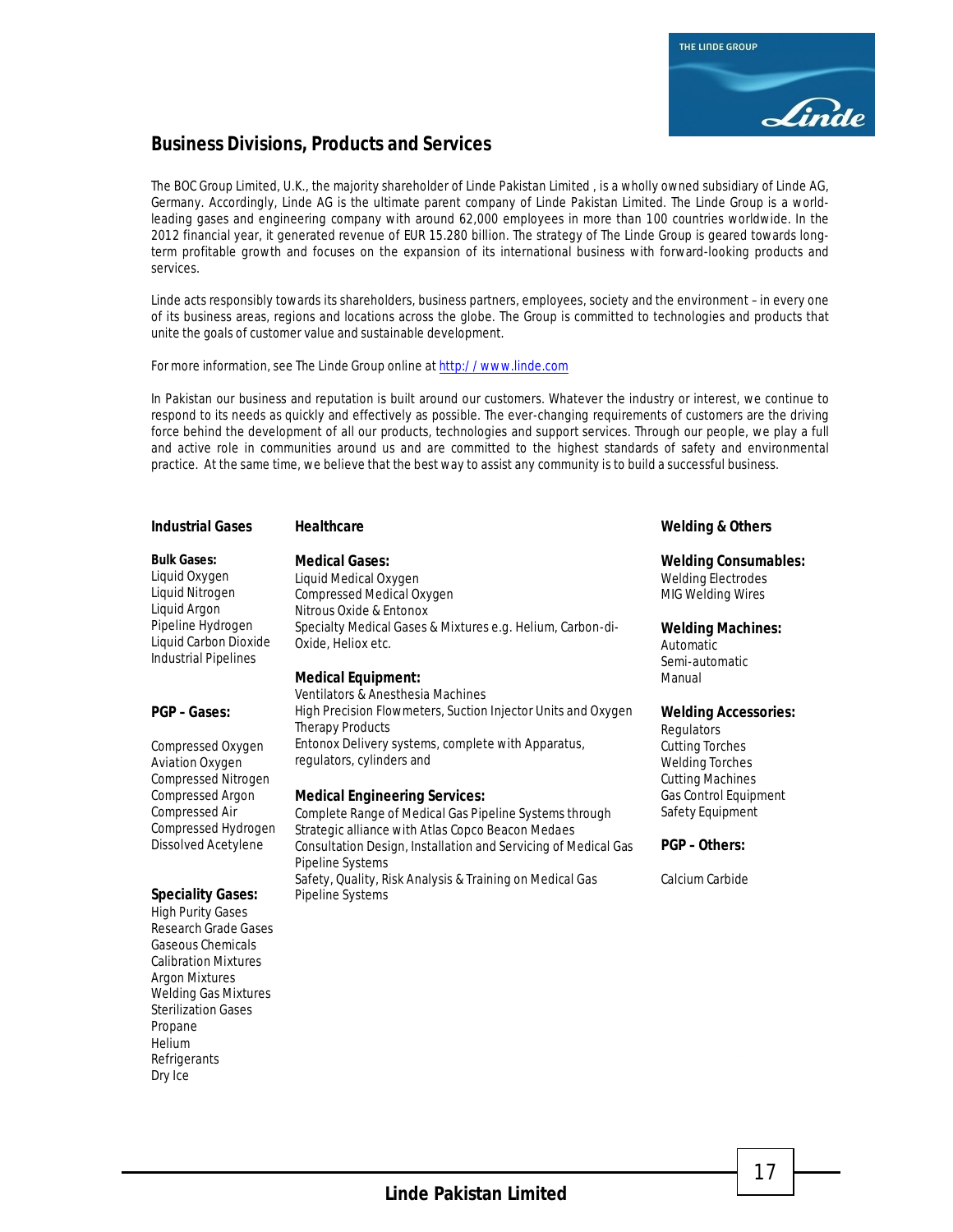## Business Divisions, Products and Services

The BOC Group Limited, U.K., the majority shareholder of Linde Pakistan Limited , is a wholly owned subsidiary of Linde AG, Germany. Accordingly, Linde AG is the ultimate parent company of Linde Pakistan Limited. The Linde Group is a world-leading gases and engineering company with around 62,000 employees in more than 100 countries worldwide. In the 2012 financial year, it generated revenue of EUR 15.280 billion. The strategy of The Linde Group is geared towards long-term profitable growth and focuses on the expansion of its international business with forward-looking products and services.

Linde acts responsibly towards its shareholders, business partners, employees, society and the environment – in every one of its business areas, regions and locations across the globe. The Group is committed to technologies and products that unite the goals of customer value and sustainable development.

For more information, see The Linde Group online at http://www.linde.com

In Pakistan our business and reputation is built around our customers. Whatever the industry or interest, we continue to respond to its needs as quickly and effectively as possible. The ever-changing requirements of customers are the driving force behind the development of all our products, technologies and support services. Through our people, we play a full and active role in communities around us and are committed to the highest standards of safety and environmental practice. At the same time, we believe that the best way to assist any community is to build a successful business.

### Industrial Gases

**Bulk Gases:**
Liquid Oxygen
Liquid Nitrogen
Liquid Argon
Pipeline Hydrogen
Liquid Carbon Dioxide
Industrial Pipelines

**PGP – Gases:**

Compressed Oxygen
Aviation Oxygen
Compressed Nitrogen
Compressed Argon
Compressed Air
Compressed Hydrogen
Dissolved Acetylene

**Speciality Gases:**
High Purity Gases
Research Grade Gases
Gaseous Chemicals
Calibration Mixtures
Argon Mixtures
Welding Gas Mixtures
Sterilization Gases
Propane
Helium
Refrigerants
Dry Ice

### Healthcare

**Medical Gases:**
Liquid Medical Oxygen
Compressed Medical Oxygen
Nitrous Oxide & Entonox
Specialty Medical Gases & Mixtures e.g. Helium, Carbon-di-Oxide, Heliox etc.

**Medical Equipment:**
Ventilators & Anesthesia Machines
High Precision Flowmeters, Suction Injector Units and Oxygen Therapy Products
Entonox Delivery systems, complete with Apparatus, regulators, cylinders and

**Medical Engineering Services:**
Complete Range of Medical Gas Pipeline Systems through Strategic alliance with Atlas Copco Beacon Medaes
Consultation Design, Installation and Servicing of Medical Gas Pipeline Systems
Safety, Quality, Risk Analysis & Training on Medical Gas Pipeline Systems

### Welding & Others

**Welding Consumables:**
Welding Electrodes
MIG Welding Wires

**Welding Machines:**
Automatic
Semi-automatic
Manual

**Welding Accessories:**
Regulators
Cutting Torches
Welding Torches
Cutting Machines
Gas Control Equipment
Safety Equipment

**PGP – Others:**

Calcium Carbide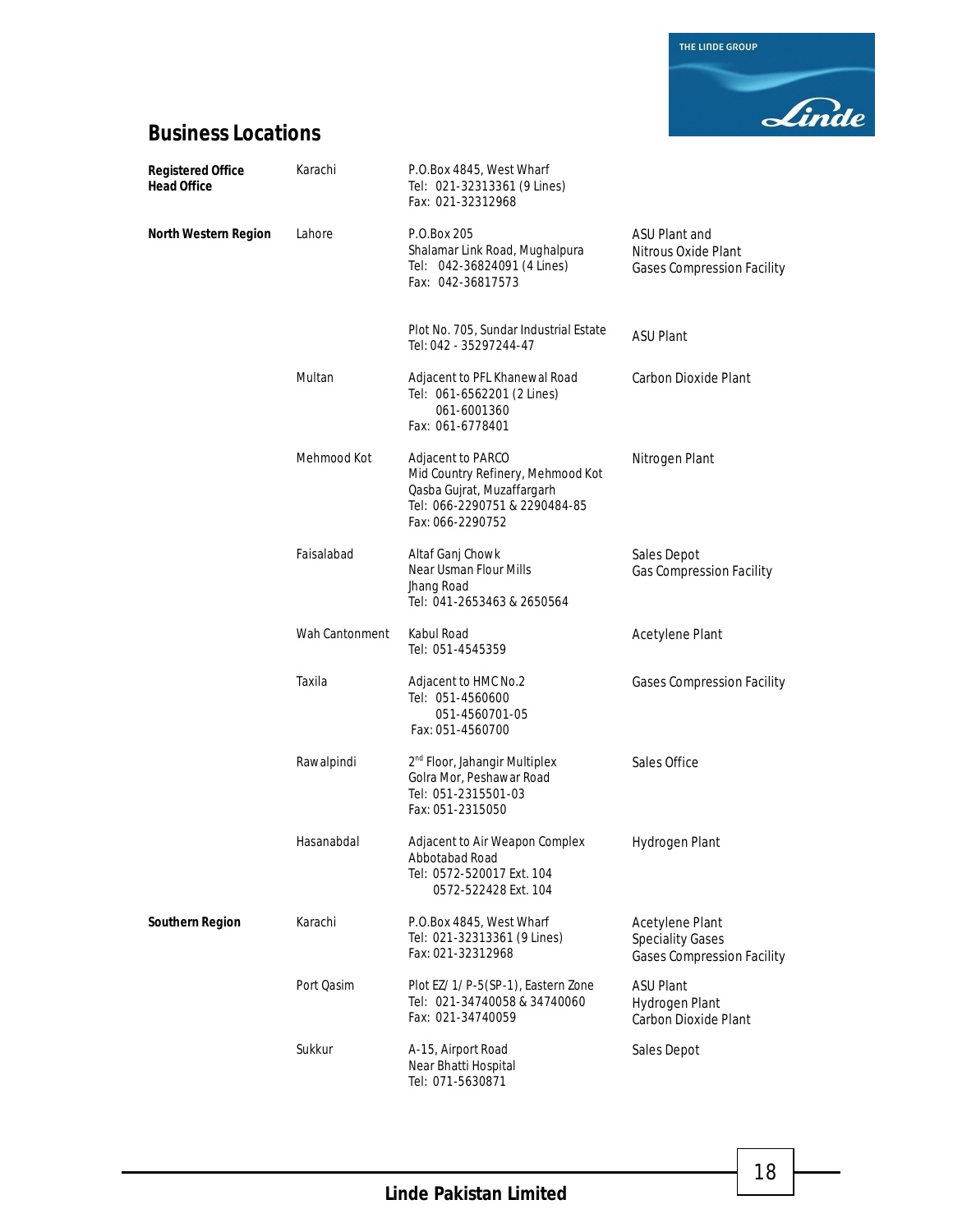## Business Locations

| | | | |
|---|---|---|---|
| **Registered Office**<br>**Head Office** | Karachi | P.O.Box 4845, West Wharf<br>Tel: 021-32313361 (9 Lines)<br>Fax: 021-32312968 | |
| **North Western Region** | Lahore | P.O.Box 205<br>Shalamar Link Road, Mughalpura<br>Tel: 042-36824091 (4 Lines)<br>Fax: 042-36817573 | ASU Plant and<br>Nitrous Oxide Plant<br>Gases Compression Facility |
| | | Plot No. 705, Sundar Industrial Estate<br>Tel: 042 - 35297244-47 | ASU Plant |
| | Multan | Adjacent to PFL Khanewal Road<br>Tel: 061-6562201 (2 Lines)<br>061-6001360<br>Fax: 061-6778401 | Carbon Dioxide Plant |
| | Mehmood Kot | Adjacent to PARCO<br>Mid Country Refinery, Mehmood Kot<br>Qasba Gujrat, Muzaffargarh<br>Tel: 066-2290751 & 2290484-85<br>Fax: 066-2290752 | Nitrogen Plant |
| | Faisalabad | Altaf Ganj Chowk<br>Near Usman Flour Mills<br>Jhang Road<br>Tel: 041-2653463 & 2650564 | Sales Depot<br>Gas Compression Facility |
| | Wah Cantonment | Kabul Road<br>Tel: 051-4545359 | Acetylene Plant |
| | Taxila | Adjacent to HMC No.2<br>Tel: 051-4560600<br>051-4560701-05<br>Fax: 051-4560700 | Gases Compression Facility |
| | Rawalpindi | 2nd Floor, Jahangir Multiplex<br>Golra Mor, Peshawar Road<br>Tel: 051-2315501-03<br>Fax: 051-2315050 | Sales Office |
| | Hasanabdal | Adjacent to Air Weapon Complex<br>Abbotabad Road<br>Tel: 0572-520017 Ext. 104<br>0572-522428 Ext. 104 | Hydrogen Plant |
| **Southern Region** | Karachi | P.O.Box 4845, West Wharf<br>Tel: 021-32313361 (9 Lines)<br>Fax: 021-32312968 | Acetylene Plant<br>Speciality Gases<br>Gases Compression Facility |
| | Port Qasim | Plot EZ/1/P-5(SP-1), Eastern Zone<br>Tel: 021-34740058 & 34740060<br>Fax: 021-34740059 | ASU Plant<br>Hydrogen Plant<br>Carbon Dioxide Plant |
| | Sukkur | A-15, Airport Road<br>Near Bhatti Hospital<br>Tel: 071-5630871 | Sales Depot |